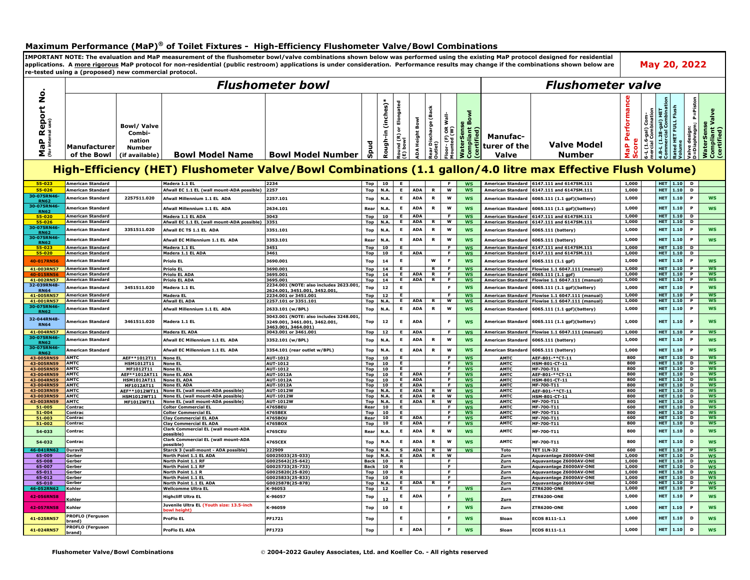# Maximum Performance (MaP)® of Toilet Fixtures - High-Efficiency Flushometer Valve/Bowl Combinations

**IMPORTANT NOTE: The evaluation and MaP measurement of the flushometer bowl/valve combinations shown below was performed using the existing MaP protocol designed for residential applications. A more rigorous MaP protocol for non-residential (public restroom) applications is under consideration. Performance results may change if the combinations shown below are re-tested using a (proposed) new commercial protocol.**

**May 20, 2022**

## High-Efficiency (HET) Flushometer Valve/Bowl Combinations (1.1 gallon/4.0 litre max Effective Flush Volume)

| | *Flushometer bowl* | | | | | | | | | | | | *Flushometer valve* | | | | | | | | |
|---|---|---|---|---|---|---|---|---|---|---|---|---|---|---|---|---|---|---|---|---|
| MaP Report No. (for internal use) | Manufacturer of the Bowl | Bowl/ Valve Combi-nation Number (if available) | Bowl Model Name | Bowl Model Number | Spud | Rough-in (inches)* | Round (R) or Elongated (E) bowl | ADA Height Bowl | Rear Discharge (Back Outlet) | Floor- (F) OR Wall-Mounted (W) | WaterSense Compliant Bowl (certified) | Manufac-turer of the Valve | Valve Model Number | MaP Performance Score | 6-L (1.6-gal) Com-mercial Combination | 4.8-L (1.28-gal) HET Commercial Combination | Rated HET FULL Flush Volume | Valve design: D=Diaphragm; P=Piston | WaterSense Compliant Valve (certified) |
| 55-023 | American Standard | | Madera 1.1 EL | 2234 | Top | 10 | E | | | F | WS | American Standard | 6147.111 and 6147SM.111 | 1,000 | | HET | 1.10 | D | |
| 55-026 | American Standard | | Afwall EC 1.1 EL (wall mount-ADA possible) | 2257 | Top | N.A. | E | ADA | R | W | WS | American Standard | 6147.111 and 6147SM.111 | 1,000 | | HET | 1.10 | D | |
| 30-075RN46-RN62 | American Standard | 2257511.020 | Afwall Millennium 1.1 EL ADA | 2257.101 | Top | N.A. | E | ADA | R | W | WS | American Standard | 6065.111 (1.1 gpf)(battery) | 1,000 | | HET | 1.10 | P | WS |
| 30-075RN46-RN62 | American Standard | | Afwall Millennium 1.1 EL ADA | 2634.101 | Rear | N.A. | E | ADA | R | W | WS | American Standard | 6065.111 (1.1 gpf)(battery) | 1,000 | | HET | 1.10 | P | WS |
| 55-020 | American Standard | | Madera 1.1 EL ADA | 3043 | Top | 10 | E | ADA | | F | WS | American Standard | 6147.111 and 6147SM.111 | 1,000 | | HET | 1.10 | D | |
| 55-026 | American Standard | | Afwall EC 1.1 EL (wall mount-ADA possible) | 3351 | Top | N.A. | E | ADA | R | W | WS | American Standard | 6147.111 and 6147SM.111 | 1,000 | | HET | 1.10 | D | |
| 30-075RN46-RN62 | American Standard | 3351511.020 | Afwall EC TS 1.1 EL ADA | 3351.101 | Top | N.A. | E | ADA | R | W | WS | American Standard | 6065.111 (battery) | 1,000 | | HET | 1.10 | P | WS |
| 30-075RN46-RN62 | American Standard | | Afwall EC Millennium 1.1 EL ADA | 3353.101 | Rear | N.A. | E | ADA | R | W | WS | American Standard | 6065.111 (battery) | 1,000 | | HET | 1.10 | P | WS |
| 55-023 | American Standard | | Madera 1.1 EL | 3451 | Top | 10 | E | | | F | WS | American Standard | 6147.111 and 6147SM.111 | 1,000 | | HET | 1.10 | D | |
| 55-020 | American Standard | | Madera 1.1 EL ADA | 3461 | Top | 10 | E | ADA | | F | WS | American Standard | 6147.111 and 6147SM.111 | 1,000 | | HET | 1.10 | D | |
| 40-017RN56 | American Standard | | Priolo EL | 3690.001 | Top | 14 | E | | W | F | WS | American Standard | 6065.111 (1.1 gpf) | 1,000 | | HET | 1.10 | P | WS |
| 41-003RN57 | American Standard | | Priolo EL | 3690.001 | Top | 14 | E | | R | F | WS | American Standard | Flowise 1.1 6047.111 (manual) | 1,000 | | HET | 1.10 | P | WS |
| 40-015RN56 | American Standard | | Priolo EL ADA | 3695.001 | Top | 14 | E | ADA | R | F | WS | American Standard | 6065.111 (1.1 gpf) | 1,000 | | HET | 1.10 | P | WS |
| 41-002RN57 | American Standard | | Priolo EL ADA | 3695.001 | Top | 14 | E | ADA | R | F | WS | American Standard | Flowise 1.1 6047.111 (manual) | 1,000 | | HET | 1.10 | P | WS |
| 32-039RN48-RN64 | American Standard | 3451511.020 | Madera 1.1 EL | 2234.001 (NOTE: also includes 2623.001, 2624.001, 3451.001, 3452.001, | Top | 12 | E | | | F | WS | American Standard | 6065.111 (1.1 gpf)(battery) | 1,000 | | HET | 1.10 | P | WS |
| 41-005RN57 | American Standard | | Madera EL | 2234.001 or 3451.001 | Top | 12 | E | | | F | WS | American Standard | Flowise 1.1 6047.111 (manual) | 1,000 | | HET | 1.10 | P | WS |
| 41-001RN57 | American Standard | | Afwall EL ADA | 2257.101 or 3351.101 | Top | N.A. | E | ADA | R | W | WS | American Standard | Flowise 1.1 6047.111 (manual) | 1,000 | | HET | 1.10 | P | WS |
| 30-075RN46-RN62 | American Standard | | Afwall Millennium 1.1 EL ADA | 2633.101 (w/BPL) | Top | N.A. | E | ADA | R | W | WS | American Standard | 6065.111 (1.1 gpf)(battery) | 1,000 | | HET | 1.10 | P | WS |
| 32-044RN48-RN64 | American Standard | 3461511.020 | Madera 1.1 EL | 3043.001 (NOTE: also includes 3248.001, 3249.001, 3461.001, 3462.001, 3463.001, 3464.001) | Top | 12 | E | ADA | | F | WS | American Standard | 6065.111 (1.1 gpf)(battery) | 1,000 | | HET | 1.10 | P | WS |
| 41-004RN57 | American Standard | | Madera EL ADA | 3043.001 or 3461.001 | Top | 12 | E | ADA | | F | WS | American Standard | Flowise 1.1 6047.111 (manual) | 1,000 | | HET | 1.10 | P | WS |
| 30-075RN46-RN62 | American Standard | | Afwall EC Millennium 1.1 EL ADA | 3352.101 (w/BPL) | Top | N.A. | E | ADA | R | W | WS | American Standard | 6065.111 (battery) | 1,000 | | HET | 1.10 | P | WS |
| 30-075RN46-RN62 | American Standard | | Afwall EC Millennium 1.1 EL ADA | 3354.101 (rear outlet w/BPL) | Top | N.A. | E | ADA | R | W | WS | American Standard | 6065.111 (battery) | 1,000 | | HET | 1.10 | P | WS |
| 43-005RN59 | AMTC | AEF**1012T11 | None EL | AUT-1012 | Top | 10 | E | | | F | WS | AMTC | AEF-801-**CT-11 | 800 | | HET | 1.10 | D | WS |
| 43-005RN59 | AMTC | HSM1012T11 | None EL | AUT-1012 | Top | 10 | E | | | F | WS | AMTC | HSM-801-CT-11 | 800 | | HET | 1.10 | D | WS |
| 43-005RN59 | AMTC | MF1012T11 | None EL | AUT-1012 | Top | 10 | E | | | F | WS | AMTC | MF-700-T11 | 800 | | HET | 1.10 | D | WS |
| 43-004RN59 | AMTC | AEF**1012AT11 | None EL ADA | AUT-1012A | Top | 10 | E | ADA | | F | WS | AMTC | AEF-801-**CT-11 | 800 | | HET | 1.10 | D | WS |
| 43-004RN59 | AMTC | HSM1012AT11 | None EL ADA | AUT-1012A | Top | 10 | E | ADA | | F | WS | AMTC | HSM-801-CT-11 | 800 | | HET | 1.10 | D | WS |
| 43-004RN59 | AMTC | MF1012AT11 | None EL ADA | AUT-1012A | Top | 10 | E | ADA | | F | WS | AMTC | MF-700-T11 | 800 | | HET | 1.10 | D | WS |
| 43-003RN59 | AMTC | AEF**1012WT11 | None EL (wall mount-ADA possible) | AUT-1012W | Top | N.A. | E | ADA | R | W | WS | AMTC | AEF-801-**CT-11 | 800 | | HET | 1.10 | D | WS |
| 43-003RN59 | AMTC | HSM1012WT11 | None EL (wall mount-ADA possible) | AUT-1012W | Top | N.A. | E | ADA | R | W | WS | AMTC | HSM-801-CT-11 | 800 | | HET | 1.10 | D | WS |
| 43-003RN59 | AMTC | MF1012WT11 | None EL (wall mount-ADA possible) | AUT-1012W | Top | N.A. | E | ADA | R | W | WS | AMTC | MF-700-T11 | 800 | | HET | 1.10 | D | WS |
| 51-005 | Contrac | | Colter Commercial EL | 4765BEU | Rear | 10 | E | | | F | WS | AMTC | MF-700-T11 | 600 | | HET | 1.10 | D | WS |
| 51-004 | Contrac | | Colter Commercial EL | 4765BEX | Top | 10 | E | | | F | WS | AMTC | MF-700-T11 | 800 | | HET | 1.10 | D | WS |
| 51-003 | Contrac | | Clay Commercial EL ADA | 4765BOU | Rear | 10 | E | ADA | | F | WS | AMTC | MF-700-T11 | 600 | | HET | 1.10 | D | WS |
| 51-002 | Contrac | | Clay Commercial EL ADA | 4765BOX | Top | 10 | E | ADA | | F | WS | AMTC | MF-700-T11 | 800 | | HET | 1.10 | D | WS |
| 54-033 | Contrac | | Clark Commercial EL (wall mount-ADA possible) | 4765CEU | Rear | N.A. | E | ADA | R | W | WS | AMTC | MF-700-T11 | 800 | | HET | 1.10 | D | WS |
| 54-032 | Contrac | | Clark Commercial EL (wall mount-ADA possible) | 4765CEX | Top | N.A. | E | ADA | R | W | WS | AMTC | MF-700-T11 | 800 | | HET | 1.10 | D | WS |
| 46-041RN62 | Duravit | | Starck 3 (wall-mount - ADA possible) | 222909 | Top | N.A. | S | ADA | R | W | WS | Toto | TET 1LN-32 | 600 | | HET | 1.10 | P | WS |
| 65-009 | Gerber | | North Point 1.1 EL ADA | G0025033(25-033) | top | N.A. | E | ADA | R | W | | Zurn | Aquavantage Z6000AV-ONE | 1,000 | | HET | 1.10 | D | WS |
| 65-008 | Gerber | | North Point 1.1 RF | G0025642(25-642) | Back | 10 | R | | | F | | Zurn | Aquavantage Z6000AV-ONE | 1,000 | | HET | 1.10 | D | WS |
| 65-007 | Gerber | | North Point 1.1 RF | G0025733(25-733) | Back | 10 | R | | | F | | Zurn | Aquavantage Z6000AV-ONE | 1,000 | | HET | 1.10 | D | WS |
| 65-011 | Gerber | | North Point 1.1 R | G0025820(25-820) | Top | 10 | R | | | F | | Zurn | Aquavantage Z6000AV-ONE | 1,000 | | HET | 1.10 | D | WS |
| 65-012 | Gerber | | North Point 1.1 EL | G0025833(25-833) | Top | 10 | E | | | F | | Zurn | Aquavantage Z6000AV-ONE | 1,000 | | HET | 1.10 | D | WS |
| 65-010 | Gerber | | North Point 1.1 EL ADA | G0025878(25-878) | Top | N.A. | E | ADA | R | F | | Zurn | Aquavantage Z6000AV-ONE | 1,000 | | HET | 1.10 | D | WS |
| 46-052RN62 | Kohler | | Wellcomme Ultra EL | K-96053 | Top | 12 | E | | | F | WS | Zurn | ZTR6200-ONE | 1,000 | | HET | 1.10 | P | WS |
| 42-056RN58 | Kohler | | Highcliff Ultra EL | K-96057 | Top | 12 | E | ADA | | F | WS | Zurn | ZTR6200-ONE | 1,000 | | HET | 1.10 | P | WS |
| 42-057RN58 | Kohler | | Juvenile Ultra EL (Youth size: 13.5-inch bowl height) | K-96059 | Top | 10 | E | | | F | WS | Zurn | ZTR6200-ONE | 1,000 | | HET | 1.10 | P | WS |
| 41-025RN57 | PROFLO (Ferguson brand) | | ProFlo EL | PF1721 | Top | | E | | | F | WS | Sloan | ECOS 8111-1.1 | 1,000 | | HET | 1.10 | D | WS |
| 41-024RN57 | PROFLO (Ferguson brand) | | ProFlo EL ADA | PF1723 | Top | | E | ADA | | F | WS | Sloan | ECOS 8111-1.1 | 1,000 | | HET | 1.10 | D | WS |

**Flushometer Valve/Bowl Combinations** © 2004-2022 Gauley Associates, Ltd. and Koeller Co. - All rights reserved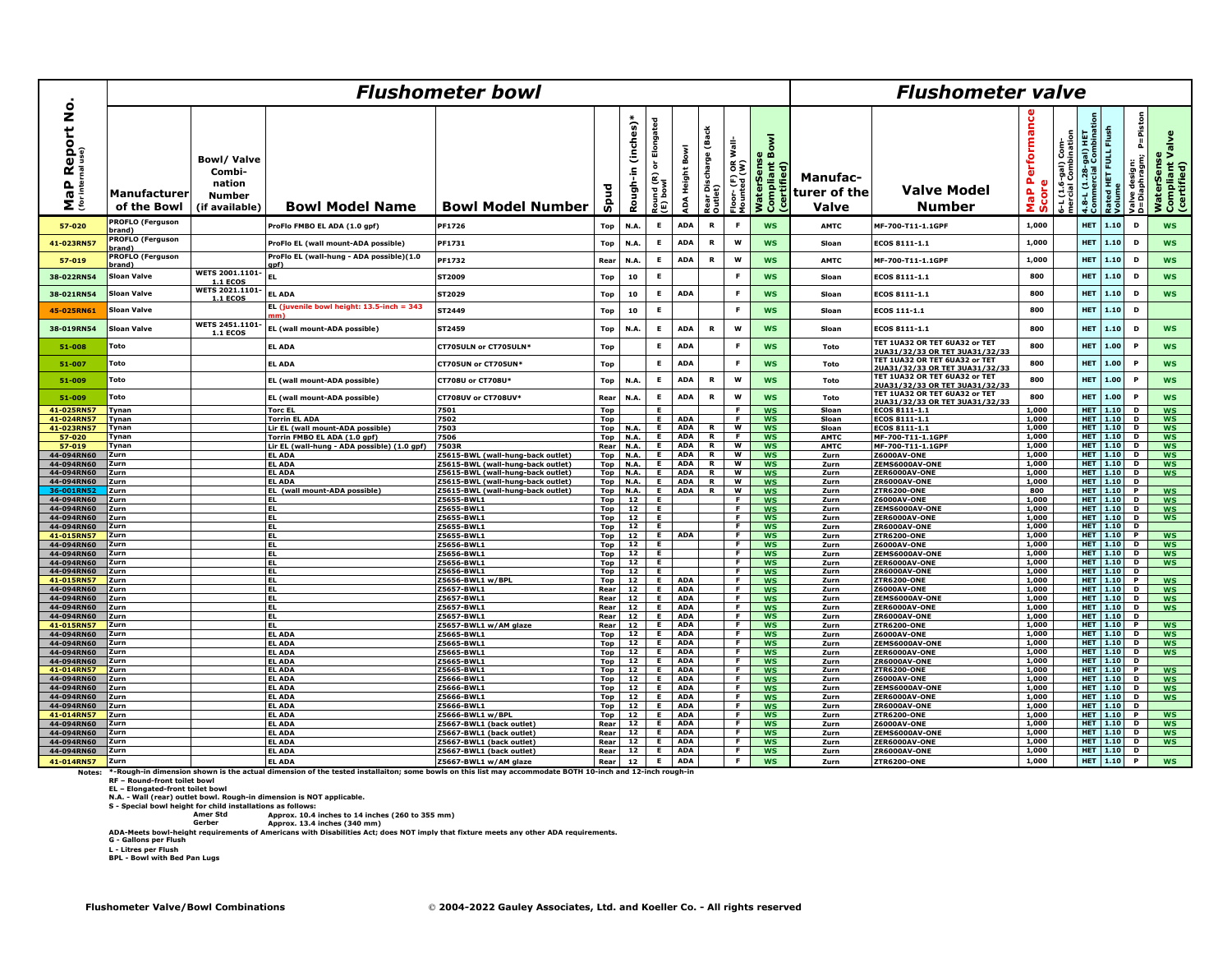| MaP Report No. (for internal use) | Flushometer bowl | | | | | | | | | | | Flushometer valve | | | | | | | |
|---|---|---|---|---|---|---|---|---|---|---|---|---|---|---|---|---|---|---|---|
| | Manufacturer of the Bowl | Bowl/ Valve Combination Number (if available) | Bowl Model Name | Bowl Model Number | Spud | Rough-in (inches)* | Round (R) or Elongated (E) bowl | ADA Height Bowl | Rear Discharge (Back Outlet) | Floor- (F) OR Wall-Mounted (W) | WaterSense Compliant Bowl (certified) | Manufacturer of the Valve | Valve Model Number | MaP Performance Score | 6-L (1.6-gal) Commercial Combination | 4.8-L (1.28-gal) HET Commercial Combination | Rated HET FULL Flush Volume | Valve design: D=Diaphragm; P=Piston | WaterSense Compliant Valve (certified) |
| 57-020 | PROFLO (Ferguson brand) | | ProFlo FMBO EL ADA (1.0 gpf) | PF1726 | Top | N.A. | E | ADA | R | F | WS | AMTC | MF-700-T11-1.1GPF | 1,000 | | HET | 1.10 | D | WS |
| 41-023RN57 | PROFLO (Ferguson brand) | | ProFlo EL (wall mount-ADA possible) | PF1731 | Top | N.A. | E | ADA | R | W | WS | Sloan | ECOS 8111-1.1 | 1,000 | | HET | 1.10 | D | WS |
| 57-019 | PROFLO (Ferguson brand) | | ProFlo EL (wall-hung - ADA possible)(1.0 gpf) | PF1732 | Rear | N.A. | E | ADA | R | W | WS | AMTC | MF-700-T11-1.1GPF | 1,000 | | HET | 1.10 | D | WS |
| 38-022RN54 | Sloan Valve | WETS 2001.1101-1.1 ECOS | EL | ST2009 | Top | 10 | E | | | F | WS | Sloan | ECOS 8111-1.1 | 800 | | HET | 1.10 | D | WS |
| 38-021RN54 | Sloan Valve | WETS 2021.1101-1.1 ECOS | EL ADA | ST2029 | Top | 10 | E | ADA | | F | WS | Sloan | ECOS 8111-1.1 | 800 | | HET | 1.10 | D | WS |
| 45-025RN61 | Sloan Valve | | EL (juvenile bowl height: 13.5-inch = 343 mm) | ST2449 | Top | 10 | E | | | F | WS | Sloan | ECOS 111-1.1 | 800 | | HET | 1.10 | D | |
| 38-019RN54 | Sloan Valve | WETS 2451.1101-1.1 ECOS | EL (wall mount-ADA possible) | ST2459 | Top | N.A. | E | ADA | R | W | WS | Sloan | ECOS 8111-1.1 | 800 | | HET | 1.10 | D | WS |
| 51-008 | Toto | | EL ADA | CT705ULN or CT705ULN* | Top | | E | ADA | | F | WS | Toto | TET 1UA32 OR TET 6UA32 or TET 2UA31/32/33 OR TET 3UA31/32/33 | 800 | | HET | 1.00 | P | WS |
| 51-007 | Toto | | EL ADA | CT705UN or CT705UN* | Top | | E | ADA | | F | WS | Toto | TET 1UA32 OR TET 6UA32 or TET 2UA31/32/33 OR TET 3UA31/32/33 | 800 | | HET | 1.00 | P | WS |
| 51-009 | Toto | | EL (wall mount-ADA possible) | CT708U or CT708U* | Top | N.A. | E | ADA | R | W | WS | Toto | TET 1UA32 OR TET 6UA32 or TET 2UA31/32/33 OR TET 3UA31/32/33 | 800 | | HET | 1.00 | P | WS |
| 51-009 | Toto | | EL (wall mount-ADA possible) | CT708UV or CT708UV* | Rear | N.A. | E | ADA | R | W | WS | Toto | TET 1UA32 OR TET 6UA32 or TET 2UA31/32/33 OR TET 3UA31/32/33 | 800 | | HET | 1.00 | P | WS |
| 41-025RN57 | Tynan | | Torc EL | 7501 | Top | | E | | | F | WS | Sloan | ECOS 8111-1.1 | 1,000 | | HET | 1.10 | D | WS |
| 41-024RN57 | Tynan | | Torrin EL ADA | 7502 | Top | | E | ADA | | F | WS | Sloan | ECOS 8111-1.1 | 1,000 | | HET | 1.10 | D | WS |
| 41-023RN57 | Tynan | | Lir EL (wall mount-ADA possible) | 7503 | Top | N.A. | E | ADA | R | W | WS | Sloan | ECOS 8111-1.1 | 1,000 | | HET | 1.10 | D | WS |
| 57-020 | Tynan | | Torrin FMBO EL ADA (1.0 gpf) | 7506 | Top | N.A. | E | ADA | R | F | WS | AMTC | MF-700-T11-1.1GPF | 1,000 | | HET | 1.10 | D | WS |
| 57-019 | Tynan | | Lir EL (wall-hung - ADA possible) (1.0 gpf) | 7503R | Rear | N.A. | E | ADA | R | W | WS | AMTC | MF-700-T11-1.1GPF | 1,000 | | HET | 1.10 | D | WS |
| 44-094RN60 | Zurn | | EL ADA | Z5615-BWL (wall-hung-back outlet) | Top | N.A. | E | ADA | R | W | WS | Zurn | Z6000AV-ONE | 1,000 | | HET | 1.10 | D | WS |
| 44-094RN60 | Zurn | | EL ADA | Z5615-BWL (wall-hung-back outlet) | Top | N.A. | E | ADA | R | W | WS | Zurn | ZEMS6000AV-ONE | 1,000 | | HET | 1.10 | D | WS |
| 44-094RN60 | Zurn | | EL ADA | Z5615-BWL (wall-hung-back outlet) | Top | N.A. | E | ADA | R | W | WS | Zurn | ZER6000AV-ONE | 1,000 | | HET | 1.10 | D | WS |
| 44-094RN60 | Zurn | | EL ADA | Z5615-BWL (wall-hung-back outlet) | Top | N.A. | E | ADA | R | W | WS | Zurn | ZR6000AV-ONE | 1,000 | | HET | 1.10 | D | |
| 36-001RN52 | Zurn | | EL (wall mount-ADA possible) | Z5615-BWL (wall-hung-back outlet) | Top | N.A. | E | ADA | R | W | WS | Zurn | ZTR6200-ONE | 800 | | HET | 1.10 | P | WS |
| 44-094RN60 | Zurn | | EL | Z5655-BWL1 | Top | 12 | E | | | F | WS | Zurn | Z6000AV-ONE | 1,000 | | HET | 1.10 | D | WS |
| 44-094RN60 | Zurn | | EL | Z5655-BWL1 | Top | 12 | E | | | F | WS | Zurn | ZEMS6000AV-ONE | 1,000 | | HET | 1.10 | D | WS |
| 44-094RN60 | Zurn | | EL | Z5655-BWL1 | Top | 12 | E | | | F | WS | Zurn | ZER6000AV-ONE | 1,000 | | HET | 1.10 | D | WS |
| 44-094RN60 | Zurn | | EL | Z5655-BWL1 | Top | 12 | E | | | F | WS | Zurn | ZR6000AV-ONE | 1,000 | | HET | 1.10 | D | |
| 41-015RN57 | Zurn | | EL | Z5655-BWL1 | Top | 12 | E | ADA | | F | WS | Zurn | ZTR6200-ONE | 1,000 | | HET | 1.10 | P | WS |
| 44-094RN60 | Zurn | | EL | Z5656-BWL1 | Top | 12 | E | | | F | WS | Zurn | Z6000AV-ONE | 1,000 | | HET | 1.10 | D | WS |
| 44-094RN60 | Zurn | | EL | Z5656-BWL1 | Top | 12 | E | | | F | WS | Zurn | ZEMS6000AV-ONE | 1,000 | | HET | 1.10 | D | WS |
| 44-094RN60 | Zurn | | EL | Z5656-BWL1 | Top | 12 | E | | | F | WS | Zurn | ZER6000AV-ONE | 1,000 | | HET | 1.10 | D | WS |
| 44-094RN60 | Zurn | | EL | Z5656-BWL1 | Top | 12 | E | | | F | WS | Zurn | ZR6000AV-ONE | 1,000 | | HET | 1.10 | D | |
| 41-015RN57 | Zurn | | EL | Z5656-BWL1 w/BPL | Top | 12 | E | ADA | | F | WS | Zurn | ZTR6200-ONE | 1,000 | | HET | 1.10 | P | WS |
| 44-094RN60 | Zurn | | EL | Z5657-BWL1 | Rear | 12 | E | ADA | | F | WS | Zurn | Z6000AV-ONE | 1,000 | | HET | 1.10 | D | WS |
| 44-094RN60 | Zurn | | EL | Z5657-BWL1 | Rear | 12 | E | ADA | | F | WS | Zurn | ZEMS6000AV-ONE | 1,000 | | HET | 1.10 | D | WS |
| 44-094RN60 | Zurn | | EL | Z5657-BWL1 | Rear | 12 | E | ADA | | F | WS | Zurn | ZER6000AV-ONE | 1,000 | | HET | 1.10 | D | WS |
| 44-094RN60 | Zurn | | EL | Z5657-BWL1 | Rear | 12 | E | ADA | | F | WS | Zurn | ZR6000AV-ONE | 1,000 | | HET | 1.10 | D | |
| 41-015RN57 | Zurn | | EL | Z5657-BWL1 w/AM glaze | Rear | 12 | E | ADA | | F | WS | Zurn | ZTR6200-ONE | 1,000 | | HET | 1.10 | P | WS |
| 44-094RN60 | Zurn | | EL ADA | Z5665-BWL1 | Top | 12 | E | ADA | | F | WS | Zurn | Z6000AV-ONE | 1,000 | | HET | 1.10 | D | WS |
| 44-094RN60 | Zurn | | EL ADA | Z5665-BWL1 | Top | 12 | E | ADA | | F | WS | Zurn | ZEMS6000AV-ONE | 1,000 | | HET | 1.10 | D | WS |
| 44-094RN60 | Zurn | | EL ADA | Z5665-BWL1 | Top | 12 | E | ADA | | F | WS | Zurn | ZER6000AV-ONE | 1,000 | | HET | 1.10 | D | WS |
| 44-094RN60 | Zurn | | EL ADA | Z5665-BWL1 | Top | 12 | E | ADA | | F | WS | Zurn | ZR6000AV-ONE | 1,000 | | HET | 1.10 | D | |
| 41-014RN57 | Zurn | | EL ADA | Z5665-BWL1 | Top | 12 | E | ADA | | F | WS | Zurn | ZTR6200-ONE | 1,000 | | HET | 1.10 | P | WS |
| 44-094RN60 | Zurn | | EL ADA | Z5666-BWL1 | Top | 12 | E | ADA | | F | WS | Zurn | Z6000AV-ONE | 1,000 | | HET | 1.10 | D | WS |
| 44-094RN60 | Zurn | | EL ADA | Z5666-BWL1 | Top | 12 | E | ADA | | F | WS | Zurn | ZEMS6000AV-ONE | 1,000 | | HET | 1.10 | D | WS |
| 44-094RN60 | Zurn | | EL ADA | Z5666-BWL1 | Top | 12 | E | ADA | | F | WS | Zurn | ZER6000AV-ONE | 1,000 | | HET | 1.10 | D | WS |
| 44-094RN60 | Zurn | | EL ADA | Z5666-BWL1 | Top | 12 | E | ADA | | F | WS | Zurn | ZR6000AV-ONE | 1,000 | | HET | 1.10 | D | |
| 41-014RN57 | Zurn | | EL ADA | Z5666-BWL1 w/BPL | Top | 12 | E | ADA | | F | WS | Zurn | ZTR6200-ONE | 1,000 | | HET | 1.10 | P | WS |
| 44-094RN60 | Zurn | | EL ADA | Z5667-BWL1 (back outlet) | Rear | 12 | E | ADA | | F | WS | Zurn | Z6000AV-ONE | 1,000 | | HET | 1.10 | D | WS |
| 44-094RN60 | Zurn | | EL ADA | Z5667-BWL1 (back outlet) | Rear | 12 | E | ADA | | F | WS | Zurn | ZEMS6000AV-ONE | 1,000 | | HET | 1.10 | D | WS |
| 44-094RN60 | Zurn | | EL ADA | Z5667-BWL1 (back outlet) | Rear | 12 | E | ADA | | F | WS | Zurn | ZER6000AV-ONE | 1,000 | | HET | 1.10 | D | WS |
| 44-094RN60 | Zurn | | EL ADA | Z5667-BWL1 (back outlet) | Rear | 12 | E | ADA | | F | WS | Zurn | ZR6000AV-ONE | 1,000 | | HET | 1.10 | D | |
| 41-014RN57 | Zurn | | EL ADA | Z5667-BWL1 w/AM glaze | Rear | 12 | E | ADA | | F | WS | Zurn | ZTR6200-ONE | 1,000 | | HET | 1.10 | P | WS |

**Notes:** *-Rough-in dimension shown is the actual dimension of the tested installaiton; some bowls on this list may accommodate BOTH 10-inch and 12-inch rough-in

RF – Round-front toilet bowl

EL – Elongated-front toilet bowl

N.A. - Wall (rear) outlet bowl. Rough-in dimension is NOT applicable.

S - Special bowl height for child installations as follows:

- Amer Std — Approx. 10.4 inches to 14 inches (260 to 355 mm)
- Gerber — Approx. 13.4 inches (340 mm)

ADA-Meets bowl-height requirements of Americans with Disabilities Act; does NOT imply that fixture meets any other ADA requirements.

G - Gallons per Flush

L - Litres per Flush

BPL - Bowl with Bed Pan Lugs

Flushometer Valve/Bowl Combinations © 2004-2022 Gauley Associates, Ltd. and Koeller Co. - All rights reserved